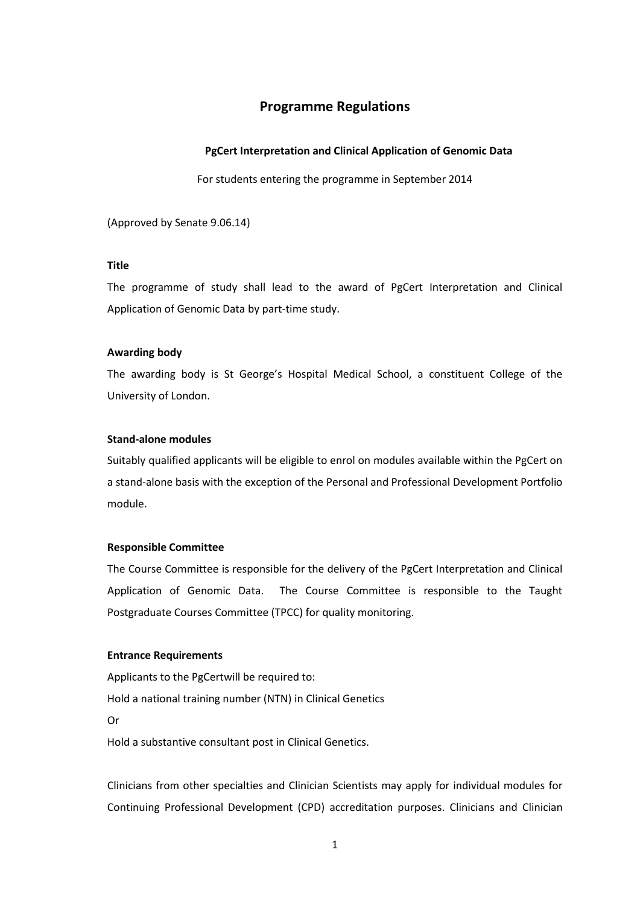# Programme Regulations

### PgCert Interpretation and Clinical Application of Genomic Data

For students entering the programme in September 2014

(Approved by Senate 9.06.14)

**Title**

The programme of study shall lead to the award of PgCert Interpretation and Clinical Application of Genomic Data by part-time study.

**Awarding body**

The awarding body is St George's Hospital Medical School, a constituent College of the University of London.

**Stand-alone modules**

Suitably qualified applicants will be eligible to enrol on modules available within the PgCert on a stand-alone basis with the exception of the Personal and Professional Development Portfolio module.

**Responsible Committee**

The Course Committee is responsible for the delivery of the PgCert Interpretation and Clinical Application of Genomic Data. The Course Committee is responsible to the Taught Postgraduate Courses Committee (TPCC) for quality monitoring.

**Entrance Requirements**

Applicants to the PgCertwill be required to:

Hold a national training number (NTN) in Clinical Genetics

Or

Hold a substantive consultant post in Clinical Genetics.

Clinicians from other specialties and Clinician Scientists may apply for individual modules for Continuing Professional Development (CPD) accreditation purposes. Clinicians and Clinician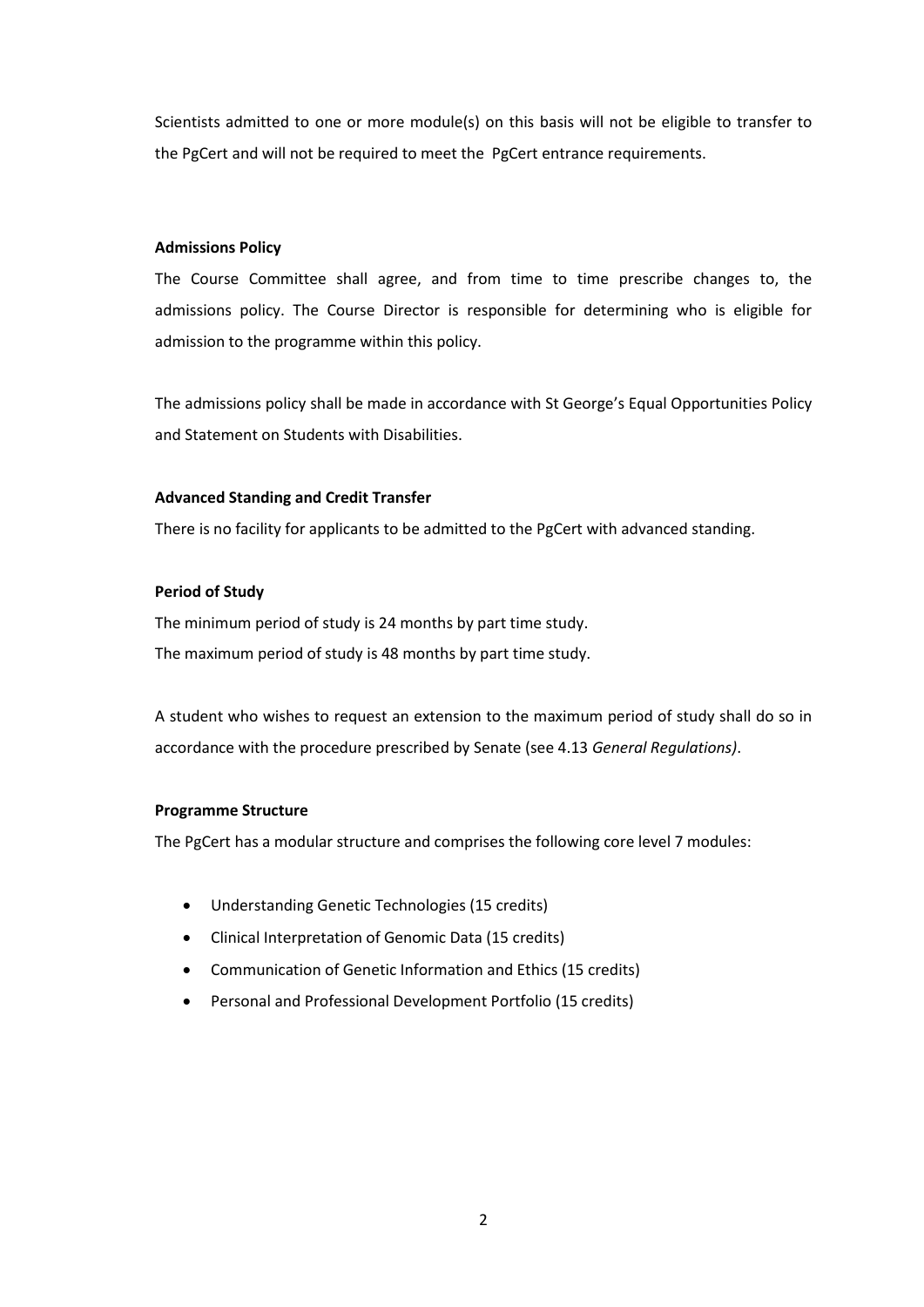Scientists admitted to one or more module(s) on this basis will not be eligible to transfer to the PgCert and will not be required to meet the PgCert entrance requirements.

**Admissions Policy**

The Course Committee shall agree, and from time to time prescribe changes to, the admissions policy. The Course Director is responsible for determining who is eligible for admission to the programme within this policy.

The admissions policy shall be made in accordance with St George's Equal Opportunities Policy and Statement on Students with Disabilities.

**Advanced Standing and Credit Transfer**

There is no facility for applicants to be admitted to the PgCert with advanced standing.

**Period of Study**

The minimum period of study is 24 months by part time study.
The maximum period of study is 48 months by part time study.

A student who wishes to request an extension to the maximum period of study shall do so in accordance with the procedure prescribed by Senate (see 4.13 *General Regulations)*.

**Programme Structure**

The PgCert has a modular structure and comprises the following core level 7 modules:

- Understanding Genetic Technologies (15 credits)
- Clinical Interpretation of Genomic Data (15 credits)
- Communication of Genetic Information and Ethics (15 credits)
- Personal and Professional Development Portfolio (15 credits)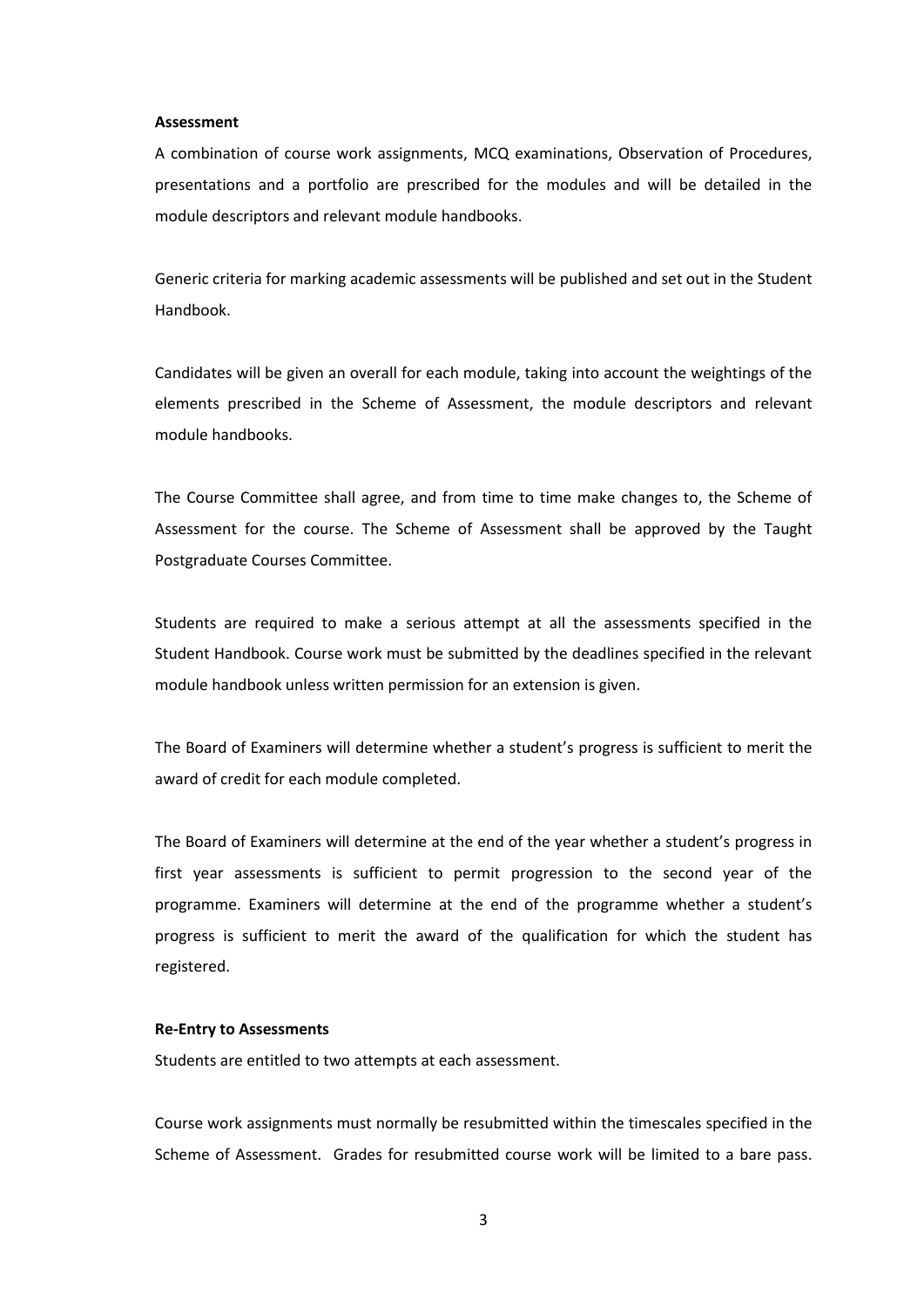**Assessment**

A combination of course work assignments, MCQ examinations, Observation of Procedures, presentations and a portfolio are prescribed for the modules and will be detailed in the module descriptors and relevant module handbooks.

Generic criteria for marking academic assessments will be published and set out in the Student Handbook.

Candidates will be given an overall for each module, taking into account the weightings of the elements prescribed in the Scheme of Assessment, the module descriptors and relevant module handbooks.

The Course Committee shall agree, and from time to time make changes to, the Scheme of Assessment for the course. The Scheme of Assessment shall be approved by the Taught Postgraduate Courses Committee.

Students are required to make a serious attempt at all the assessments specified in the Student Handbook. Course work must be submitted by the deadlines specified in the relevant module handbook unless written permission for an extension is given.

The Board of Examiners will determine whether a student's progress is sufficient to merit the award of credit for each module completed.

The Board of Examiners will determine at the end of the year whether a student's progress in first year assessments is sufficient to permit progression to the second year of the programme. Examiners will determine at the end of the programme whether a student's progress is sufficient to merit the award of the qualification for which the student has registered.

**Re-Entry to Assessments**

Students are entitled to two attempts at each assessment.

Course work assignments must normally be resubmitted within the timescales specified in the Scheme of Assessment. Grades for resubmitted course work will be limited to a bare pass.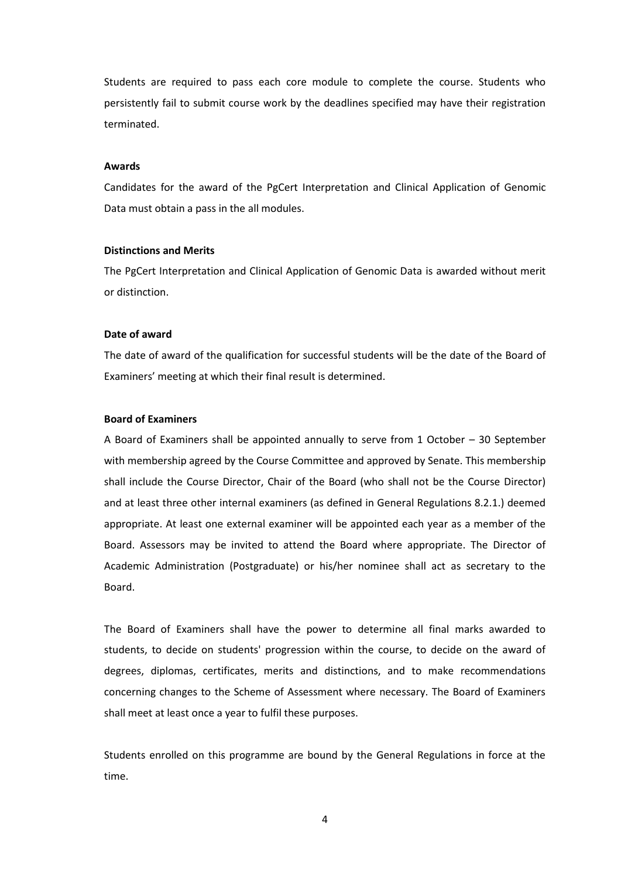Students are required to pass each core module to complete the course. Students who persistently fail to submit course work by the deadlines specified may have their registration terminated.

**Awards**

Candidates for the award of the PgCert Interpretation and Clinical Application of Genomic Data must obtain a pass in the all modules.

**Distinctions and Merits**

The PgCert Interpretation and Clinical Application of Genomic Data is awarded without merit or distinction.

**Date of award**

The date of award of the qualification for successful students will be the date of the Board of Examiners' meeting at which their final result is determined.

**Board of Examiners**

A Board of Examiners shall be appointed annually to serve from 1 October – 30 September with membership agreed by the Course Committee and approved by Senate. This membership shall include the Course Director, Chair of the Board (who shall not be the Course Director) and at least three other internal examiners (as defined in General Regulations 8.2.1.) deemed appropriate. At least one external examiner will be appointed each year as a member of the Board. Assessors may be invited to attend the Board where appropriate. The Director of Academic Administration (Postgraduate) or his/her nominee shall act as secretary to the Board.

The Board of Examiners shall have the power to determine all final marks awarded to students, to decide on students' progression within the course, to decide on the award of degrees, diplomas, certificates, merits and distinctions, and to make recommendations concerning changes to the Scheme of Assessment where necessary. The Board of Examiners shall meet at least once a year to fulfil these purposes.

Students enrolled on this programme are bound by the General Regulations in force at the time.